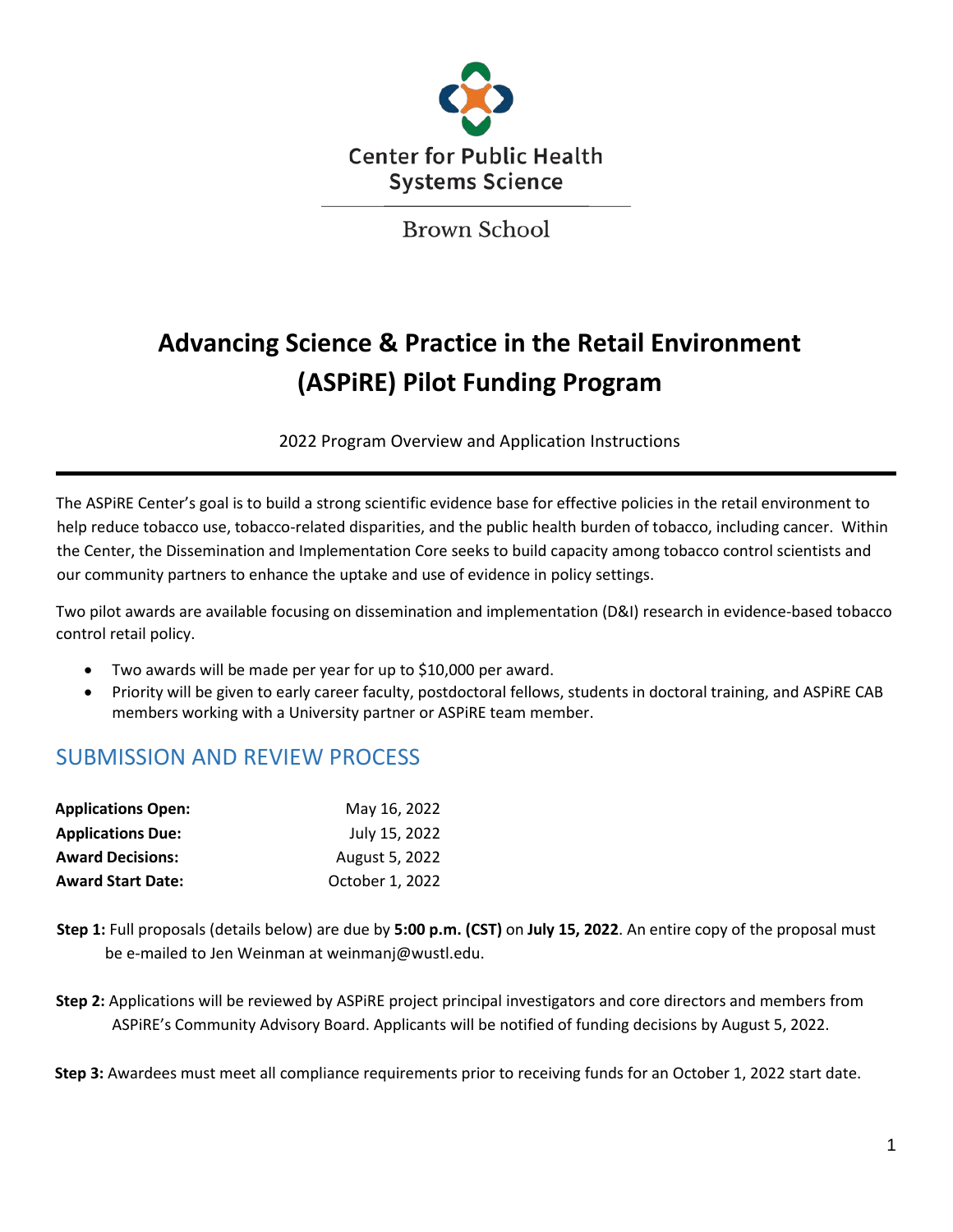Center for Public Health Systems Science

Brown School

# Advancing Science & Practice in the Retail Environment (ASPiRE) Pilot Funding Program

2022 Program Overview and Application Instructions

---

The ASPiRE Center's goal is to build a strong scientific evidence base for effective policies in the retail environment to help reduce tobacco use, tobacco-related disparities, and the public health burden of tobacco, including cancer. Within the Center, the Dissemination and Implementation Core seeks to build capacity among tobacco control scientists and our community partners to enhance the uptake and use of evidence in policy settings.

Two pilot awards are available focusing on dissemination and implementation (D&I) research in evidence-based tobacco control retail policy.

- Two awards will be made per year for up to $10,000 per award.
- Priority will be given to early career faculty, postdoctoral fellows, students in doctoral training, and ASPiRE CAB members working with a University partner or ASPiRE team member.

## SUBMISSION AND REVIEW PROCESS

| | |
|---|---|
| **Applications Open:** | May 16, 2022 |
| **Applications Due:** | July 15, 2022 |
| **Award Decisions:** | August 5, 2022 |
| **Award Start Date:** | October 1, 2022 |

**Step 1:** Full proposals (details below) are due by **5:00 p.m. (CST)** on **July 15, 2022**. An entire copy of the proposal must be e-mailed to Jen Weinman at weinmanj@wustl.edu.

**Step 2:** Applications will be reviewed by ASPiRE project principal investigators and core directors and members from ASPiRE's Community Advisory Board. Applicants will be notified of funding decisions by August 5, 2022.

**Step 3:** Awardees must meet all compliance requirements prior to receiving funds for an October 1, 2022 start date.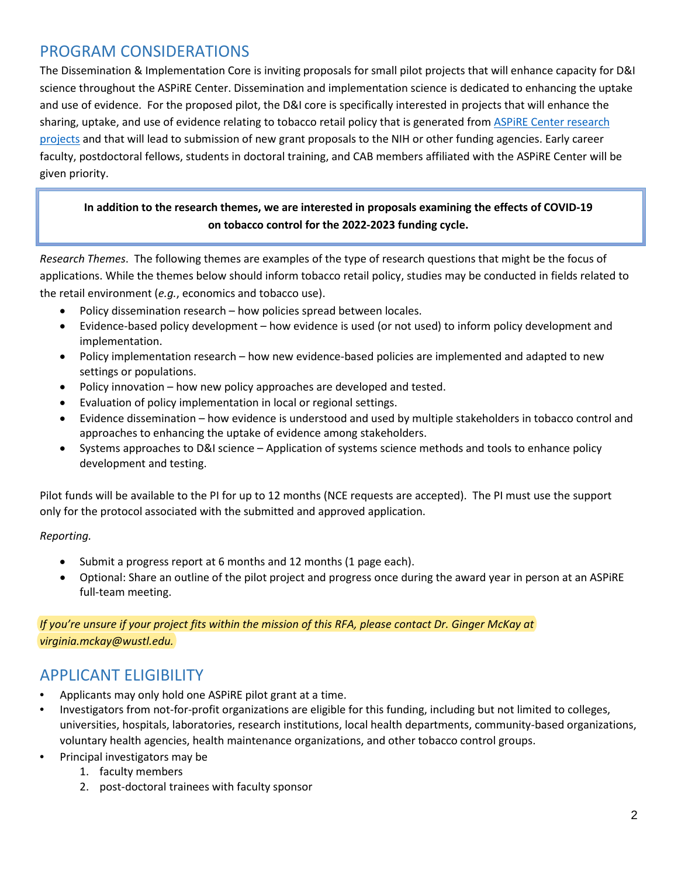## PROGRAM CONSIDERATIONS

The Dissemination & Implementation Core is inviting proposals for small pilot projects that will enhance capacity for D&I science throughout the ASPiRE Center. Dissemination and implementation science is dedicated to enhancing the uptake and use of evidence. For the proposed pilot, the D&I core is specifically interested in projects that will enhance the sharing, uptake, and use of evidence relating to tobacco retail policy that is generated from ASPiRE Center research projects and that will lead to submission of new grant proposals to the NIH or other funding agencies. Early career faculty, postdoctoral fellows, students in doctoral training, and CAB members affiliated with the ASPiRE Center will be given priority.

**In addition to the research themes, we are interested in proposals examining the effects of COVID-19 on tobacco control for the 2022-2023 funding cycle.**

*Research Themes*. The following themes are examples of the type of research questions that might be the focus of applications. While the themes below should inform tobacco retail policy, studies may be conducted in fields related to the retail environment (*e.g.*, economics and tobacco use).

- Policy dissemination research – how policies spread between locales.
- Evidence-based policy development – how evidence is used (or not used) to inform policy development and implementation.
- Policy implementation research – how new evidence-based policies are implemented and adapted to new settings or populations.
- Policy innovation – how new policy approaches are developed and tested.
- Evaluation of policy implementation in local or regional settings.
- Evidence dissemination – how evidence is understood and used by multiple stakeholders in tobacco control and approaches to enhancing the uptake of evidence among stakeholders.
- Systems approaches to D&I science – Application of systems science methods and tools to enhance policy development and testing.

Pilot funds will be available to the PI for up to 12 months (NCE requests are accepted). The PI must use the support only for the protocol associated with the submitted and approved application.

*Reporting.*

- Submit a progress report at 6 months and 12 months (1 page each).
- Optional: Share an outline of the pilot project and progress once during the award year in person at an ASPiRE full-team meeting.

*If you're unsure if your project fits within the mission of this RFA, please contact Dr. Ginger McKay at virginia.mckay@wustl.edu.*

## APPLICANT ELIGIBILITY

- Applicants may only hold one ASPiRE pilot grant at a time.
- Investigators from not-for-profit organizations are eligible for this funding, including but not limited to colleges, universities, hospitals, laboratories, research institutions, local health departments, community-based organizations, voluntary health agencies, health maintenance organizations, and other tobacco control groups.
- Principal investigators may be
  1. faculty members
  2. post-doctoral trainees with faculty sponsor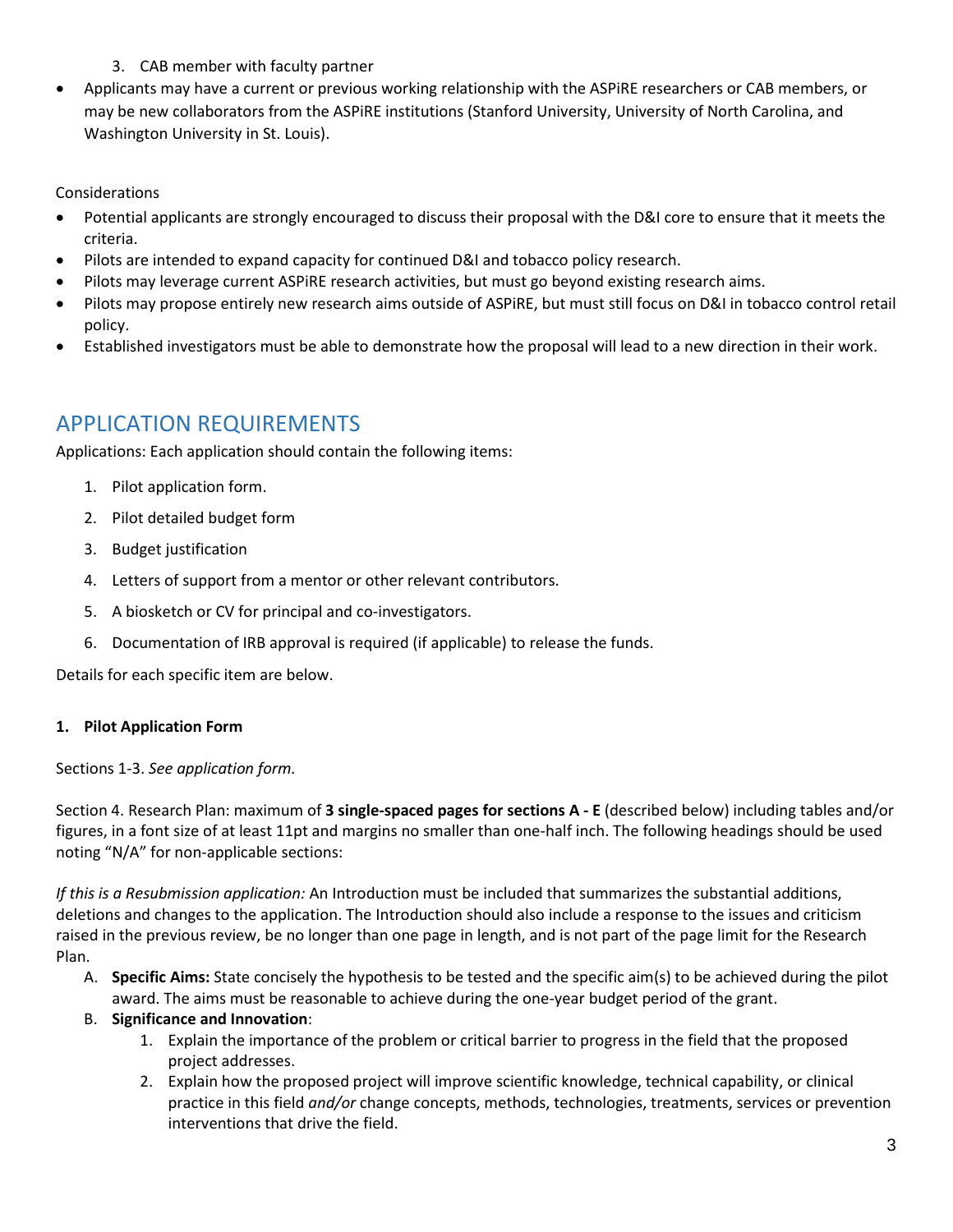3. CAB member with faculty partner

- Applicants may have a current or previous working relationship with the ASPiRE researchers or CAB members, or may be new collaborators from the ASPiRE institutions (Stanford University, University of North Carolina, and Washington University in St. Louis).

Considerations

- Potential applicants are strongly encouraged to discuss their proposal with the D&I core to ensure that it meets the criteria.
- Pilots are intended to expand capacity for continued D&I and tobacco policy research.
- Pilots may leverage current ASPiRE research activities, but must go beyond existing research aims.
- Pilots may propose entirely new research aims outside of ASPiRE, but must still focus on D&I in tobacco control retail policy.
- Established investigators must be able to demonstrate how the proposal will lead to a new direction in their work.

## APPLICATION REQUIREMENTS

Applications: Each application should contain the following items:

1. Pilot application form.
2. Pilot detailed budget form
3. Budget justification
4. Letters of support from a mentor or other relevant contributors.
5. A biosketch or CV for principal and co-investigators.
6. Documentation of IRB approval is required (if applicable) to release the funds.

Details for each specific item are below.

**1. Pilot Application Form**

Sections 1-3. *See application form.*

Section 4. Research Plan: maximum of **3 single-spaced pages for sections A - E** (described below) including tables and/or figures, in a font size of at least 11pt and margins no smaller than one-half inch. The following headings should be used noting "N/A" for non-applicable sections:

*If this is a Resubmission application:* An Introduction must be included that summarizes the substantial additions, deletions and changes to the application. The Introduction should also include a response to the issues and criticism raised in the previous review, be no longer than one page in length, and is not part of the page limit for the Research Plan.

A. **Specific Aims:** State concisely the hypothesis to be tested and the specific aim(s) to be achieved during the pilot award. The aims must be reasonable to achieve during the one-year budget period of the grant.
B. **Significance and Innovation**:
   1. Explain the importance of the problem or critical barrier to progress in the field that the proposed project addresses.
   2. Explain how the proposed project will improve scientific knowledge, technical capability, or clinical practice in this field *and/or* change concepts, methods, technologies, treatments, services or prevention interventions that drive the field.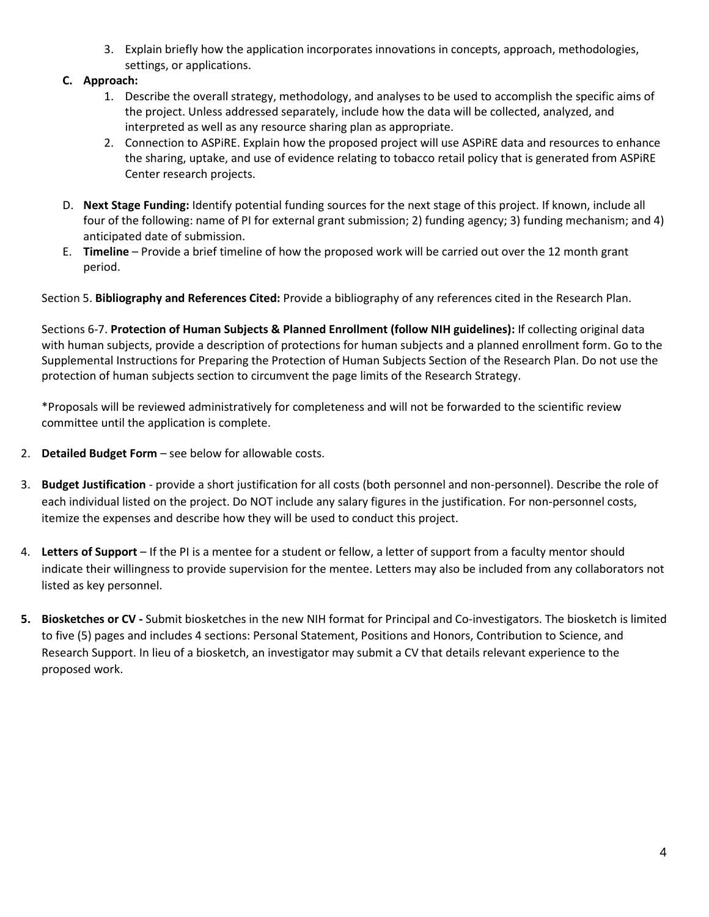3. Explain briefly how the application incorporates innovations in concepts, approach, methodologies, settings, or applications.

**C. Approach:**

1. Describe the overall strategy, methodology, and analyses to be used to accomplish the specific aims of the project. Unless addressed separately, include how the data will be collected, analyzed, and interpreted as well as any resource sharing plan as appropriate.
2. Connection to ASPiRE. Explain how the proposed project will use ASPiRE data and resources to enhance the sharing, uptake, and use of evidence relating to tobacco retail policy that is generated from ASPiRE Center research projects.

D. **Next Stage Funding:** Identify potential funding sources for the next stage of this project. If known, include all four of the following: name of PI for external grant submission; 2) funding agency; 3) funding mechanism; and 4) anticipated date of submission.

E. **Timeline** – Provide a brief timeline of how the proposed work will be carried out over the 12 month grant period.

Section 5. **Bibliography and References Cited:** Provide a bibliography of any references cited in the Research Plan.

Sections 6-7. **Protection of Human Subjects & Planned Enrollment (follow NIH guidelines):** If collecting original data with human subjects, provide a description of protections for human subjects and a planned enrollment form. Go to the Supplemental Instructions for Preparing the Protection of Human Subjects Section of the Research Plan. Do not use the protection of human subjects section to circumvent the page limits of the Research Strategy.

*Proposals will be reviewed administratively for completeness and will not be forwarded to the scientific review committee until the application is complete.

2. **Detailed Budget Form** – see below for allowable costs.

3. **Budget Justification** - provide a short justification for all costs (both personnel and non-personnel). Describe the role of each individual listed on the project. Do NOT include any salary figures in the justification. For non-personnel costs, itemize the expenses and describe how they will be used to conduct this project.

4. **Letters of Support** – If the PI is a mentee for a student or fellow, a letter of support from a faculty mentor should indicate their willingness to provide supervision for the mentee. Letters may also be included from any collaborators not listed as key personnel.

5. **Biosketches or CV -** Submit biosketches in the new NIH format for Principal and Co-investigators. The biosketch is limited to five (5) pages and includes 4 sections: Personal Statement, Positions and Honors, Contribution to Science, and Research Support. In lieu of a biosketch, an investigator may submit a CV that details relevant experience to the proposed work.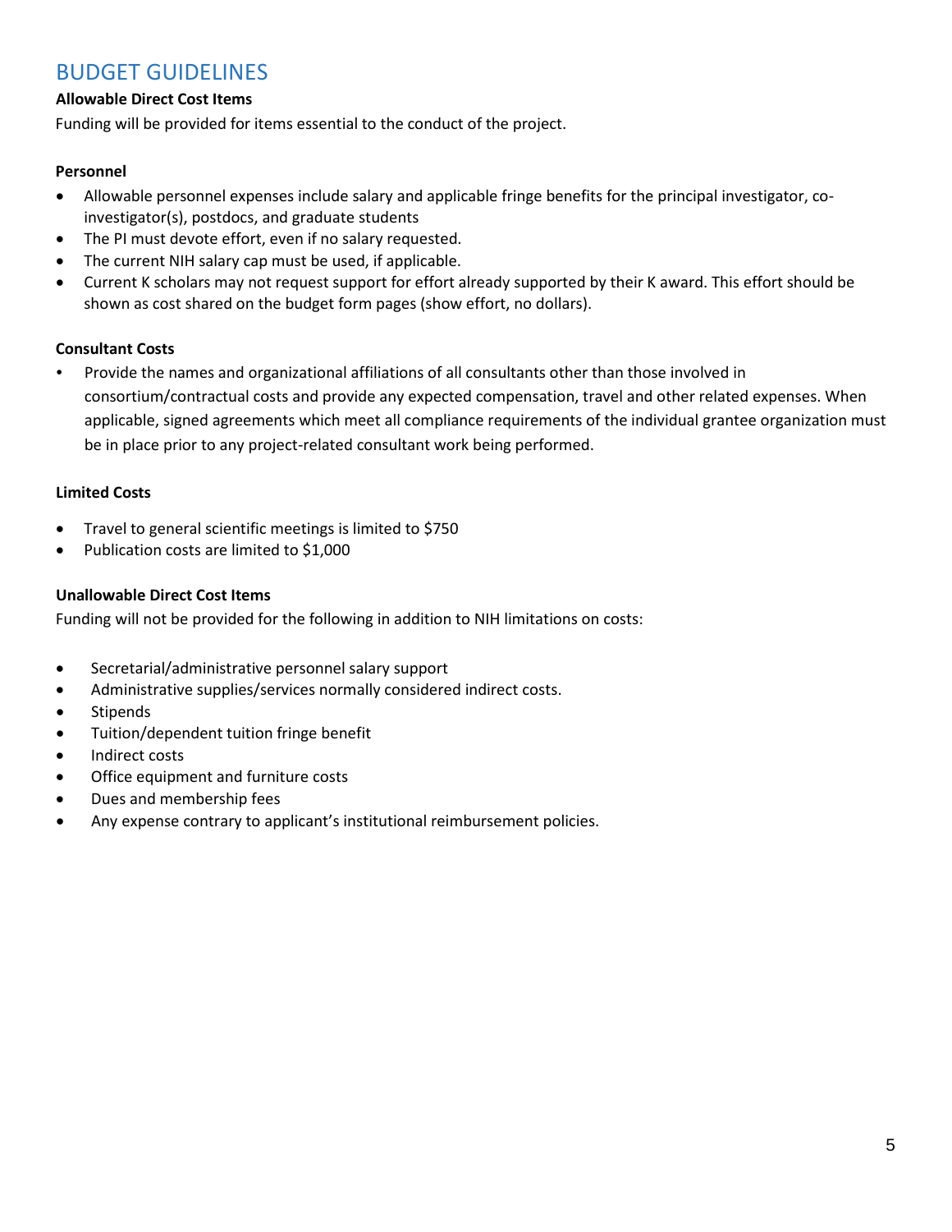## BUDGET GUIDELINES

**Allowable Direct Cost Items**

Funding will be provided for items essential to the conduct of the project.

**Personnel**

- Allowable personnel expenses include salary and applicable fringe benefits for the principal investigator, co-investigator(s), postdocs, and graduate students
- The PI must devote effort, even if no salary requested.
- The current NIH salary cap must be used, if applicable.
- Current K scholars may not request support for effort already supported by their K award. This effort should be shown as cost shared on the budget form pages (show effort, no dollars).

**Consultant Costs**

- Provide the names and organizational affiliations of all consultants other than those involved in consortium/contractual costs and provide any expected compensation, travel and other related expenses. When applicable, signed agreements which meet all compliance requirements of the individual grantee organization must be in place prior to any project-related consultant work being performed.

**Limited Costs**

- Travel to general scientific meetings is limited to $750
- Publication costs are limited to $1,000

**Unallowable Direct Cost Items**

Funding will not be provided for the following in addition to NIH limitations on costs:

- Secretarial/administrative personnel salary support
- Administrative supplies/services normally considered indirect costs.
- Stipends
- Tuition/dependent tuition fringe benefit
- Indirect costs
- Office equipment and furniture costs
- Dues and membership fees
- Any expense contrary to applicant's institutional reimbursement policies.